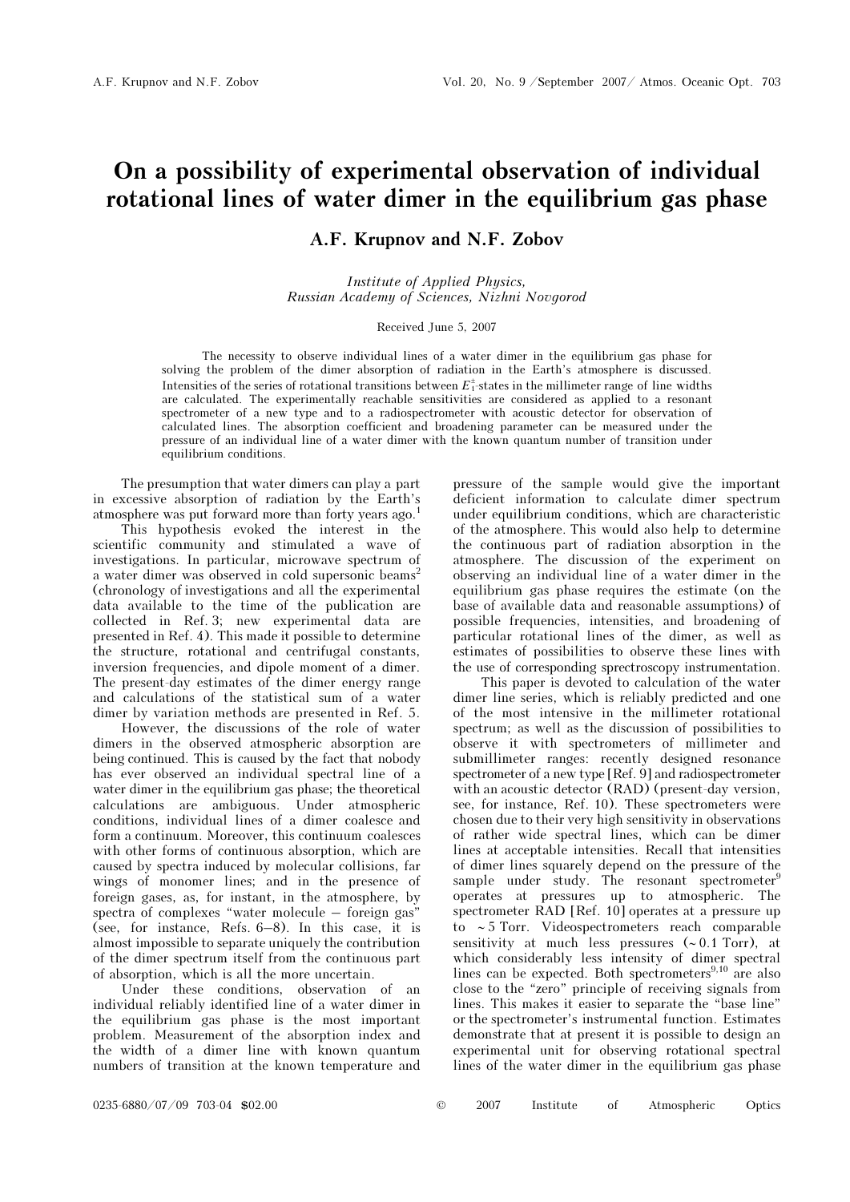# On a possibility of experimental observation of individual rotational lines of water dimer in the equilibrium gas phase

**A.F. Krupnov and N.F. Zobov**

*Institute of Applied Physics,*
*Russian Academy of Sciences, Nizhni Novgorod*

Received June 5, 2007

The necessity to observe individual lines of a water dimer in the equilibrium gas phase for solving the problem of the dimer absorption of radiation in the Earth's atmosphere is discussed. Intensities of the series of rotational transitions between $E_1^{\pm}$-states in the millimeter range of line widths are calculated. The experimentally reachable sensitivities are considered as applied to a resonant spectrometer of a new type and to a radiospectrometer with acoustic detector for observation of calculated lines. The absorption coefficient and broadening parameter can be measured under the pressure of an individual line of a water dimer with the known quantum number of transition under equilibrium conditions.

The presumption that water dimers can play a part in excessive absorption of radiation by the Earth's atmosphere was put forward more than forty years ago.[1]

This hypothesis evoked the interest in the scientific community and stimulated a wave of investigations. In particular, microwave spectrum of a water dimer was observed in cold supersonic beams[2] (chronology of investigations and all the experimental data available to the time of the publication are collected in Ref. 3; new experimental data are presented in Ref. 4). This made it possible to determine the structure, rotational and centrifugal constants, inversion frequencies, and dipole moment of a dimer. The present-day estimates of the dimer energy range and calculations of the statistical sum of a water dimer by variation methods are presented in Ref. 5.

However, the discussions of the role of water dimers in the observed atmospheric absorption are being continued. This is caused by the fact that nobody has ever observed an individual spectral line of a water dimer in the equilibrium gas phase; the theoretical calculations are ambiguous. Under atmospheric conditions, individual lines of a dimer coalesce and form a continuum. Moreover, this continuum coalesces with other forms of continuous absorption, which are caused by spectra induced by molecular collisions, far wings of monomer lines; and in the presence of foreign gases, as, for instant, in the atmosphere, by spectra of complexes "water molecule – foreign gas" (see, for instance, Refs. 6–8). In this case, it is almost impossible to separate uniquely the contribution of the dimer spectrum itself from the continuous part of absorption, which is all the more uncertain.

Under these conditions, observation of an individual reliably identified line of a water dimer in the equilibrium gas phase is the most important problem. Measurement of the absorption index and the width of a dimer line with known quantum numbers of transition at the known temperature and pressure of the sample would give the important deficient information to calculate dimer spectrum under equilibrium conditions, which are characteristic of the atmosphere. This would also help to determine the continuous part of radiation absorption in the atmosphere. The discussion of the experiment on observing an individual line of a water dimer in the equilibrium gas phase requires the estimate (on the base of available data and reasonable assumptions) of possible frequencies, intensities, and broadening of particular rotational lines of the dimer, as well as estimates of possibilities to observe these lines with the use of corresponding sprectroscopy instrumentation.

This paper is devoted to calculation of the water dimer line series, which is reliably predicted and one of the most intensive in the millimeter rotational spectrum; as well as the discussion of possibilities to observe it with spectrometers of millimeter and submillimeter ranges: recently designed resonance spectrometer of a new type [Ref. 9] and radiospectrometer with an acoustic detector (RAD) (present-day version, see, for instance, Ref. 10). These spectrometers were chosen due to their very high sensitivity in observations of rather wide spectral lines, which can be dimer lines at acceptable intensities. Recall that intensities of dimer lines squarely depend on the pressure of the sample under study. The resonant spectrometer[9] operates at pressures up to atmospheric. The spectrometer RAD [Ref. 10] operates at a pressure up to ~5 Torr. Videospectrometers reach comparable sensitivity at much less pressures (~0.1 Torr), at which considerably less intensity of dimer spectral lines can be expected. Both spectrometers[9,10] are also close to the "zero" principle of receiving signals from lines. This makes it easier to separate the "base line" or the spectrometer's instrumental function. Estimates demonstrate that at present it is possible to design an experimental unit for observing rotational spectral lines of the water dimer in the equilibrium gas phase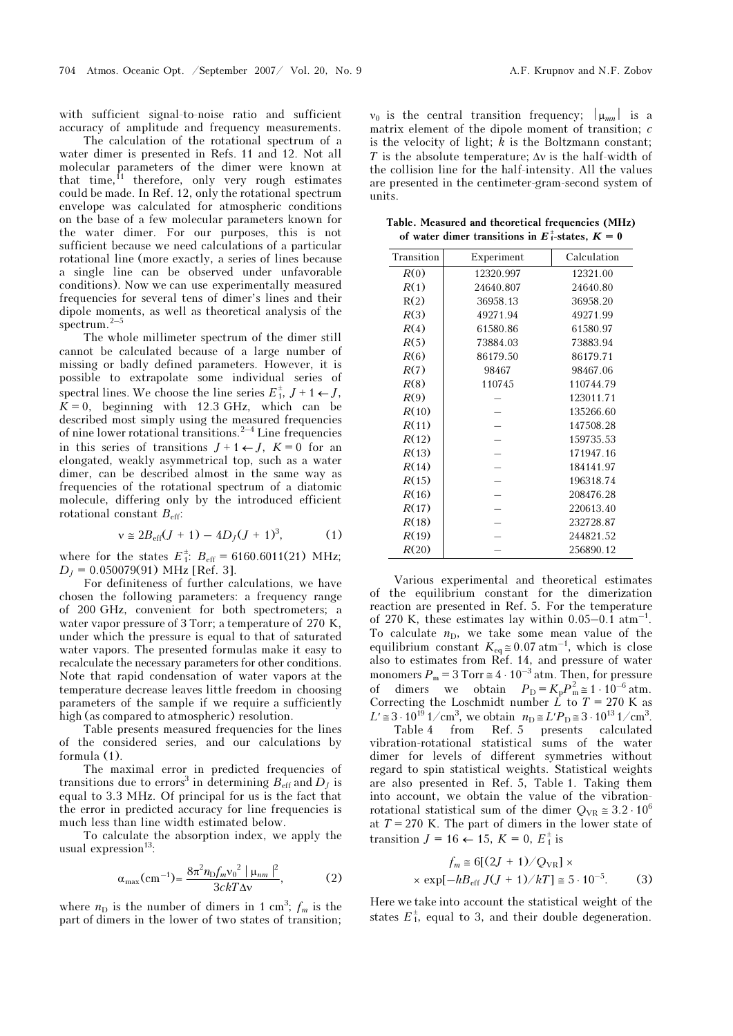with sufficient signal-to-noise ratio and sufficient accuracy of amplitude and frequency measurements.

The calculation of the rotational spectrum of a water dimer is presented in Refs. 11 and 12. Not all molecular parameters of the dimer were known at that time,[11] therefore, only very rough estimates could be made. In Ref. 12, only the rotational spectrum envelope was calculated for atmospheric conditions on the base of a few molecular parameters known for the water dimer. For our purposes, this is not sufficient because we need calculations of a particular rotational line (more exactly, a series of lines because a single line can be observed under unfavorable conditions). Now we can use experimentally measured frequencies for several tens of dimer's lines and their dipole moments, as well as theoretical analysis of the spectrum.[2–5]

The whole millimeter spectrum of the dimer still cannot be calculated because of a large number of missing or badly defined parameters. However, it is possible to extrapolate some individual series of spectral lines. We choose the line series $E_1^{\pm}$, $J+1 \leftarrow J$, $K = 0$, beginning with 12.3 GHz, which can be described most simply using the measured frequencies of nine lower rotational transitions.[2–4] Line frequencies in this series of transitions $J+1 \leftarrow J$, $K = 0$ for an elongated, weakly asymmetrical top, such as a water dimer, can be described almost in the same way as frequencies of the rotational spectrum of a diatomic molecule, differing only by the introduced efficient rotational constant $B_{\text{eff}}$:

$$\nu \cong 2B_{\text{eff}}(J+1) - 4D_J(J+1)^3, \qquad (1)$$

where for the states $E_1^{\pm}$: $B_{\text{eff}} = 6160.6011(21)$ MHz; $D_J = 0.050079(91)$ MHz [Ref. 3].

For definiteness of further calculations, we have chosen the following parameters: a frequency range of 200 GHz, convenient for both spectrometers; a water vapor pressure of 3 Torr; a temperature of 270 K, under which the pressure is equal to that of saturated water vapors. The presented formulas make it easy to recalculate the necessary parameters for other conditions. Note that rapid condensation of water vapors at the temperature decrease leaves little freedom in choosing parameters of the sample if we require a sufficiently high (as compared to atmospheric) resolution.

Table presents measured frequencies for the lines of the considered series, and our calculations by formula (1).

The maximal error in predicted frequencies of transitions due to errors[3] in determining $B_{\text{eff}}$ and $D_J$ is equal to 3.3 MHz. Of principal for us is the fact that the error in predicted accuracy for line frequencies is much less than line width estimated below.

To calculate the absorption index, we apply the usual expression[13]:

$$\alpha_{\max}(\text{cm}^{-1}) = \frac{8\pi^2 n_D f_m \nu_0^2 \,|\mu_{nm}|^2}{3ckT\Delta\nu}, \qquad (2)$$

where $n_D$ is the number of dimers in 1 cm$^3$; $f_m$ is the part of dimers in the lower of two states of transition; $\nu_0$ is the central transition frequency; $|\mu_{mn}|$ is a matrix element of the dipole moment of transition; $c$ is the velocity of light; $k$ is the Boltzmann constant; $T$ is the absolute temperature; $\Delta\nu$ is the half-width of the collision line for the half-intensity. All the values are presented in the centimeter-gram-second system of units.

**Table. Measured and theoretical frequencies (MHz) of water dimer transitions in $E_1^{\pm}$-states, $K = 0$**

| Transition | Experiment | Calculation |
|---|---|---|
| $R(0)$ | 12320.997 | 12321.00 |
| $R(1)$ | 24640.807 | 24640.80 |
| R(2) | 36958.13 | 36958.20 |
| $R(3)$ | 49271.94 | 49271.99 |
| $R(4)$ | 61580.86 | 61580.97 |
| $R(5)$ | 73884.03 | 73883.94 |
| $R(6)$ | 86179.50 | 86179.71 |
| $R(7)$ | 98467 | 98467.06 |
| $R(8)$ | 110745 | 110744.79 |
| $R(9)$ | – | 123011.71 |
| $R(10)$ | – | 135266.60 |
| $R(11)$ | – | 147508.28 |
| $R(12)$ | – | 159735.53 |
| $R(13)$ | – | 171947.16 |
| $R(14)$ | – | 184141.97 |
| $R(15)$ | – | 196318.74 |
| $R(16)$ | – | 208476.28 |
| $R(17)$ | – | 220613.40 |
| $R(18)$ | – | 232728.87 |
| $R(19)$ | – | 244821.52 |
| $R(20)$ | – | 256890.12 |

Various experimental and theoretical estimates of the equilibrium constant for the dimerization reaction are presented in Ref. 5. For the temperature of 270 K, these estimates lay within 0.05–0.1 atm$^{-1}$. To calculate $n_D$, we take some mean value of the equilibrium constant $K_{\text{eq}} \cong 0.07$ atm$^{-1}$, which is close also to estimates from Ref. 14, and pressure of water monomers $P_m = 3$ Torr $\cong 4\cdot10^{-3}$ atm. Then, for pressure of dimers we obtain $P_D = K_p P_m^2 \cong 1\cdot10^{-6}$ atm. Correcting the Loschmidt number $L$ to $T = 270$ K as $L' \cong 3\cdot10^{19}$ 1/cm$^3$, we obtain $n_D \cong L'P_D \cong 3\cdot10^{13}$ 1/cm$^3$.

Table 4 from Ref. 5 presents calculated vibration-rotational statistical sums of the water dimer for levels of different symmetries without regard to spin statistical weights. Statistical weights are also presented in Ref. 5, Table 1. Taking them into account, we obtain the value of the vibration-rotational statistical sum of the dimer $Q_{\text{VR}} \cong 3.2\cdot10^6$ at $T = 270$ K. The part of dimers in the lower state of transition $J = 16 \leftarrow 15$, $K = 0$, $E_1^{\pm}$ is

$$f_m \cong 6[(2J+1)/Q_{\text{VR}}] \times \exp[-hB_{\text{eff}}\, J(J+1)/kT] \cong 5\cdot10^{-5}. \qquad (3)$$

Here we take into account the statistical weight of the states $E_1^{\pm}$, equal to 3, and their double degeneration.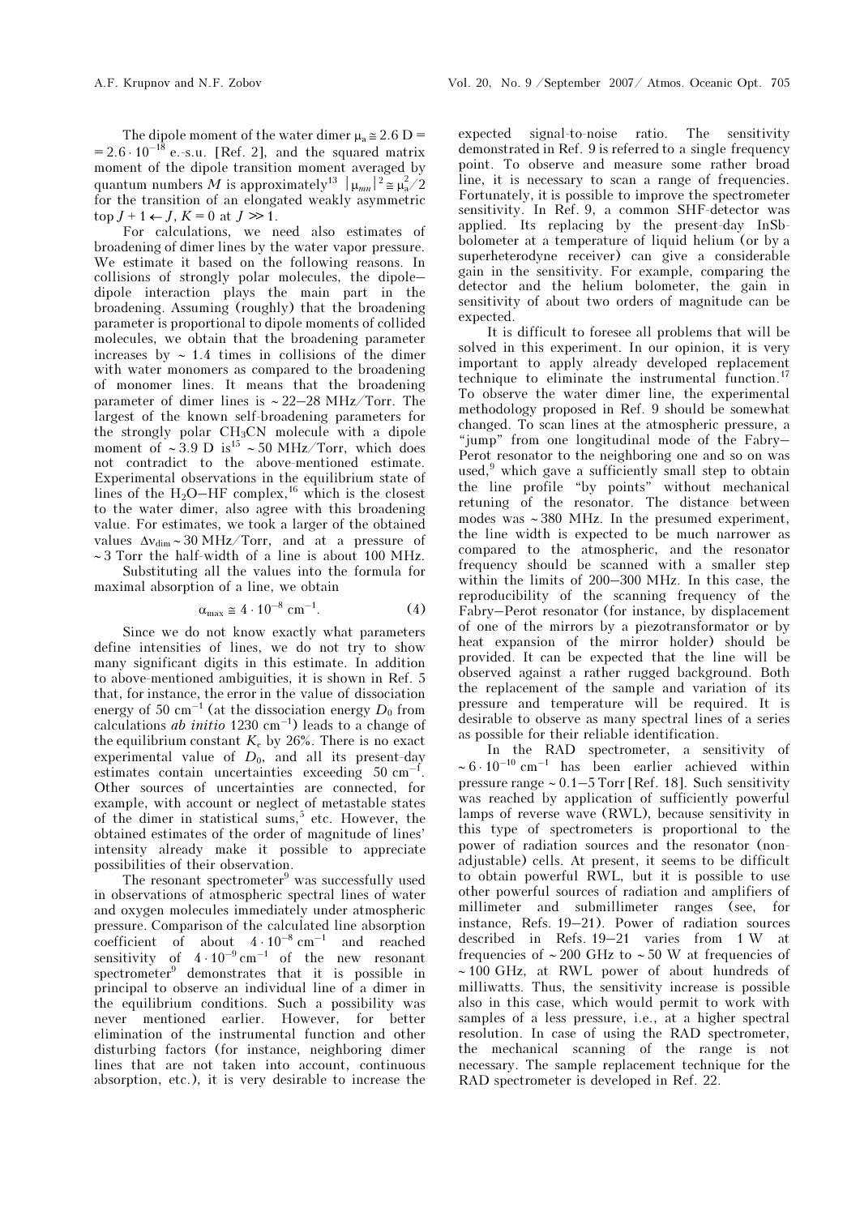The dipole moment of the water dimer $\mu_a \cong 2.6$ D = $= 2.6 \cdot 10^{-18}$ e.-s.u. [Ref. 2], and the squared matrix moment of the dipole transition moment averaged by quantum numbers $M$ is approximately[13] $|\mu_{mn}|^2 \cong \mu_a^2/2$ for the transition of an elongated weakly asymmetric top $J + 1 \leftarrow J$, $K = 0$ at $J \gg 1$.

For calculations, we need also estimates of broadening of dimer lines by the water vapor pressure. We estimate it based on the following reasons. In collisions of strongly polar molecules, the dipole–dipole interaction plays the main part in the broadening. Assuming (roughly) that the broadening parameter is proportional to dipole moments of collided molecules, we obtain that the broadening parameter increases by ~ 1.4 times in collisions of the dimer with water monomers as compared to the broadening of monomer lines. It means that the broadening parameter of dimer lines is ~ 22–28 MHz/Torr. The largest of the known self-broadening parameters for the strongly polar $CH_3CN$ molecule with a dipole moment of ~ 3.9 D is[15] ~ 50 MHz/Torr, which does not contradict to the above-mentioned estimate. Experimental observations in the equilibrium state of lines of the $H_2O$–HF complex,[16] which is the closest to the water dimer, also agree with this broadening value. For estimates, we took a larger of the obtained values $\Delta\nu_{dim} \sim 30$ MHz/Torr, and at a pressure of ~ 3 Torr the half-width of a line is about 100 MHz.

Substituting all the values into the formula for maximal absorption of a line, we obtain

$$\alpha_{max} \cong 4 \cdot 10^{-8} \text{ cm}^{-1}. \tag{4}$$

Since we do not know exactly what parameters define intensities of lines, we do not try to show many significant digits in this estimate. In addition to above-mentioned ambiguities, it is shown in Ref. 5 that, for instance, the error in the value of dissociation energy of 50 cm$^{-1}$ (at the dissociation energy $D_0$ from calculations *ab initio* 1230 cm$^{-1}$) leads to a change of the equilibrium constant $K_e$ by 26%. There is no exact experimental value of $D_0$, and all its present-day estimates contain uncertainties exceeding 50 cm$^{-1}$. Other sources of uncertainties are connected, for example, with account or neglect of metastable states of the dimer in statistical sums,[5] etc. However, the obtained estimates of the order of magnitude of lines' intensity already make it possible to appreciate possibilities of their observation.

The resonant spectrometer[9] was successfully used in observations of atmospheric spectral lines of water and oxygen molecules immediately under atmospheric pressure. Comparison of the calculated line absorption coefficient of about $4 \cdot 10^{-8}$ cm$^{-1}$ and reached sensitivity of $4 \cdot 10^{-9}$ cm$^{-1}$ of the new resonant spectrometer[9] demonstrates that it is possible in principal to observe an individual line of a dimer in the equilibrium conditions. Such a possibility was never mentioned earlier. However, for better elimination of the instrumental function and other disturbing factors (for instance, neighboring dimer lines that are not taken into account, continuous absorption, etc.), it is very desirable to increase the expected signal-to-noise ratio. The sensitivity demonstrated in Ref. 9 is referred to a single frequency point. To observe and measure some rather broad line, it is necessary to scan a range of frequencies. Fortunately, it is possible to improve the spectrometer sensitivity. In Ref. 9, a common SHF-detector was applied. Its replacing by the present-day InSb-bolometer at a temperature of liquid helium (or by a superheterodyne receiver) can give a considerable gain in the sensitivity. For example, comparing the detector and the helium bolometer, the gain in sensitivity of about two orders of magnitude can be expected.

It is difficult to foresee all problems that will be solved in this experiment. In our opinion, it is very important to apply already developed replacement technique to eliminate the instrumental function.[17] To observe the water dimer line, the experimental methodology proposed in Ref. 9 should be somewhat changed. To scan lines at the atmospheric pressure, a "jump" from one longitudinal mode of the Fabry–Perot resonator to the neighboring one and so on was used,[9] which gave a sufficiently small step to obtain the line profile "by points" without mechanical retuning of the resonator. The distance between modes was ~ 380 MHz. In the presumed experiment, the line width is expected to be much narrower as compared to the atmospheric, and the resonator frequency should be scanned with a smaller step within the limits of 200–300 MHz. In this case, the reproducibility of the scanning frequency of the Fabry–Perot resonator (for instance, by displacement of one of the mirrors by a piezotransformator or by heat expansion of the mirror holder) should be provided. It can be expected that the line will be observed against a rather rugged background. Both the replacement of the sample and variation of its pressure and temperature will be required. It is desirable to observe as many spectral lines of a series as possible for their reliable identification.

In the RAD spectrometer, a sensitivity of ~ $6 \cdot 10^{-10}$ cm$^{-1}$ has been earlier achieved within pressure range ~ 0.1–5 Torr [Ref. 18]. Such sensitivity was reached by application of sufficiently powerful lamps of reverse wave (RWL), because sensitivity in this type of spectrometers is proportional to the power of radiation sources and the resonator (non-adjustable) cells. At present, it seems to be difficult to obtain powerful RWL, but it is possible to use other powerful sources of radiation and amplifiers of millimeter and submillimeter ranges (see, for instance, Refs. 19–21). Power of radiation sources described in Refs. 19–21 varies from 1 W at frequencies of ~ 200 GHz to ~ 50 W at frequencies of ~ 100 GHz, at RWL power of about hundreds of milliwatts. Thus, the sensitivity increase is possible also in this case, which would permit to work with samples of a less pressure, i.e., at a higher spectral resolution. In case of using the RAD spectrometer, the mechanical scanning of the range is not necessary. The sample replacement technique for the RAD spectrometer is developed in Ref. 22.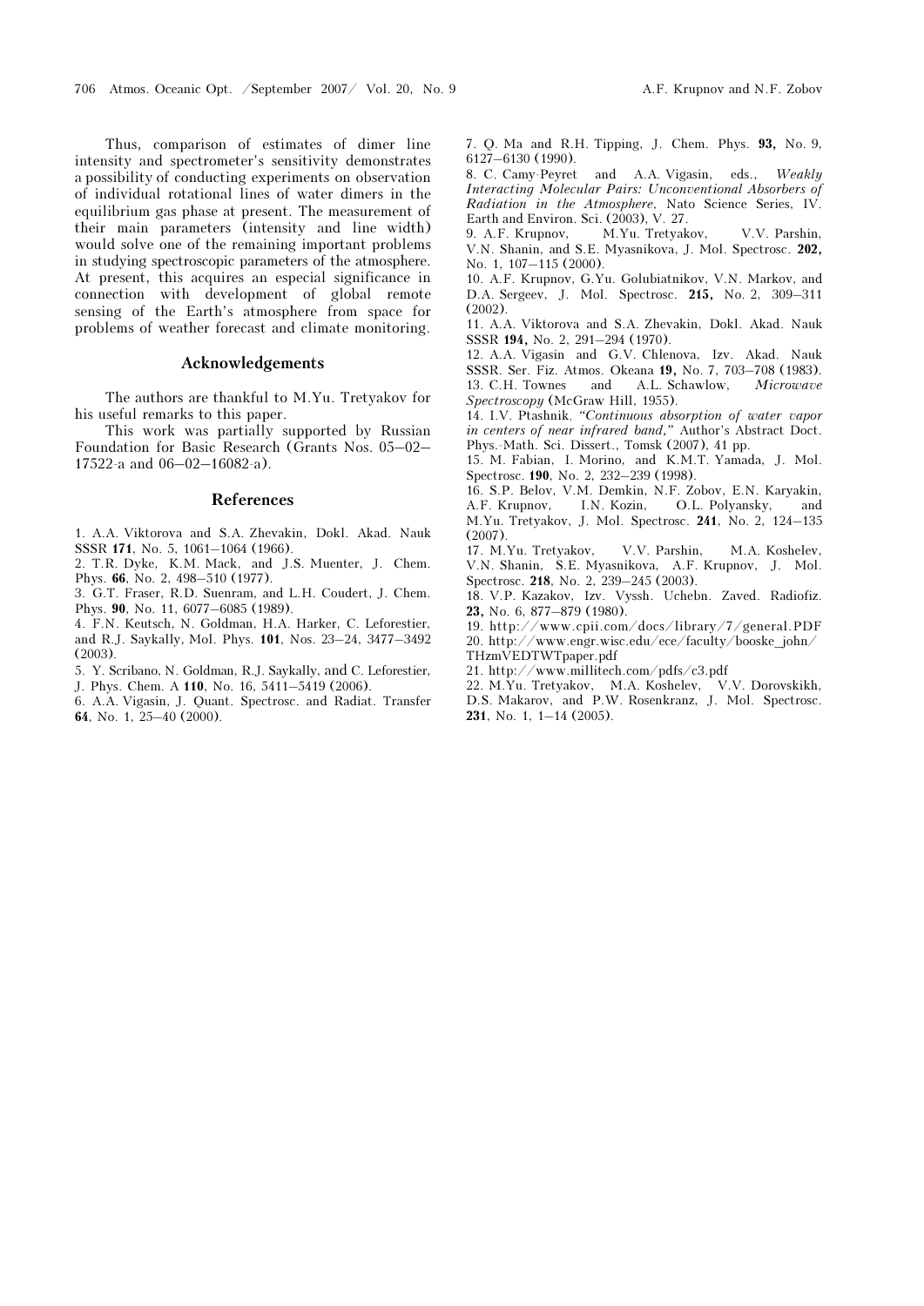Thus, comparison of estimates of dimer line intensity and spectrometer's sensitivity demonstrates a possibility of conducting experiments on observation of individual rotational lines of water dimers in the equilibrium gas phase at present. The measurement of their main parameters (intensity and line width) would solve one of the remaining important problems in studying spectroscopic parameters of the atmosphere. At present, this acquires an especial significance in connection with development of global remote sensing of the Earth's atmosphere from space for problems of weather forecast and climate monitoring.

## Acknowledgements

The authors are thankful to M.Yu. Tretyakov for his useful remarks to this paper.

This work was partially supported by Russian Foundation for Basic Research (Grants Nos. 05–02–17522-a and 06–02–16082-a).

## References

1. A.A. Viktorova and S.A. Zhevakin, Dokl. Akad. Nauk SSSR **171**, No. 5, 1061–1064 (1966).
2. T.R. Dyke, K.M. Mack, and J.S. Muenter, J. Chem. Phys. **66**, No. 2, 498–510 (1977).
3. G.T. Fraser, R.D. Suenram, and L.H. Coudert, J. Chem. Phys. **90**, No. 11, 6077–6085 (1989).
4. F.N. Keutsch, N. Goldman, H.A. Harker, C. Leforestier, and R.J. Saykally, Mol. Phys. **101**, Nos. 23–24, 3477–3492 (2003).
5. Y. Scribano, N. Goldman, R.J. Saykally, and C. Leforestier, J. Phys. Chem. A **110**, No. 16, 5411–5419 (2006).
6. A.A. Vigasin, J. Quant. Spectrosc. and Radiat. Transfer **64**, No. 1, 25–40 (2000).
7. Q. Ma and R.H. Tipping, J. Chem. Phys. **93**, No. 9, 6127–6130 (1990).
8. C. Camy-Peyret and A.A. Vigasin, eds., *Weakly Interacting Molecular Pairs: Unconventional Absorbers of Radiation in the Atmosphere*, Nato Science Series, IV. Earth and Environ. Sci. (2003), V. 27.
9. A.F. Krupnov, M.Yu. Tretyakov, V.V. Parshin, V.N. Shanin, and S.E. Myasnikova, J. Mol. Spectrosc. **202,** No. 1, 107–115 (2000).
10. A.F. Krupnov, G.Yu. Golubiatnikov, V.N. Markov, and D.A. Sergeev, J. Mol. Spectrosc. **215,** No. 2, 309–311 (2002).
11. A.A. Viktorova and S.A. Zhevakin, Dokl. Akad. Nauk SSSR **194,** No. 2, 291–294 (1970).
12. A.A. Vigasin and G.V. Chlenova, Izv. Akad. Nauk SSSR. Ser. Fiz. Atmos. Okeana **19,** No. 7, 703–708 (1983).
13. C.H. Townes and A.L. Schawlow, *Microwave Spectroscopy* (McGraw Hill, 1955).
14. I.V. Ptashnik, *"Continuous absorption of water vapor in centers of near infrared band,"* Author's Abstract Doct. Phys.-Math. Sci. Dissert., Tomsk (2007), 41 pp.
15. M. Fabian, I. Morino, and K.M.T. Yamada, J. Mol. Spectrosc. **190**, No. 2, 232–239 (1998).
16. S.P. Belov, V.M. Demkin, N.F. Zobov, E.N. Karyakin, A.F. Krupnov, I.N. Kozin, O.L. Polyansky, and M.Yu. Tretyakov, J. Mol. Spectrosc. **241**, No. 2, 124–135 (2007).
17. M.Yu. Tretyakov, V.V. Parshin, M.A. Koshelev, V.N. Shanin, S.E. Myasnikova, A.F. Krupnov, J. Mol. Spectrosc. **218**, No. 2, 239–245 (2003).
18. V.P. Kazakov, Izv. Vyssh. Uchebn. Zaved. Radiofiz. **23,** No. 6, 877–879 (1980).
19. http://www.cpii.com/docs/library/7/general.PDF
20. http://www.engr.wisc.edu/ece/faculty/booske_john/THzmVEDTWTpaper.pdf
21. http://www.millitech.com/pdfs/c3.pdf
22. M.Yu. Tretyakov, M.A. Koshelev, V.V. Dorovskikh, D.S. Makarov, and P.W. Rosenkranz, J. Mol. Spectrosc. **231**, No. 1, 1–14 (2005).